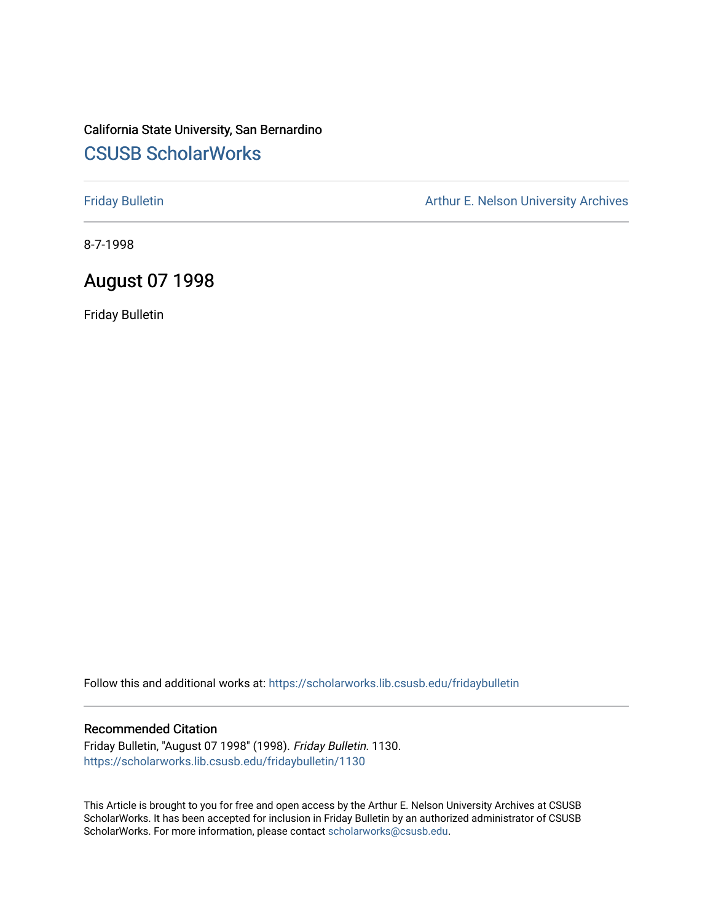California State University, San Bernardino

## CSUSB ScholarWorks

Friday Bulletin

Arthur E. Nelson University Archives

8-7-1998

# August 07 1998

Friday Bulletin

Follow this and additional works at: https://scholarworks.lib.csusb.edu/fridaybulletin

### Recommended Citation

Friday Bulletin, "August 07 1998" (1998). *Friday Bulletin*. 1130.
https://scholarworks.lib.csusb.edu/fridaybulletin/1130

This Article is brought to you for free and open access by the Arthur E. Nelson University Archives at CSUSB ScholarWorks. It has been accepted for inclusion in Friday Bulletin by an authorized administrator of CSUSB ScholarWorks. For more information, please contact scholarworks@csusb.edu.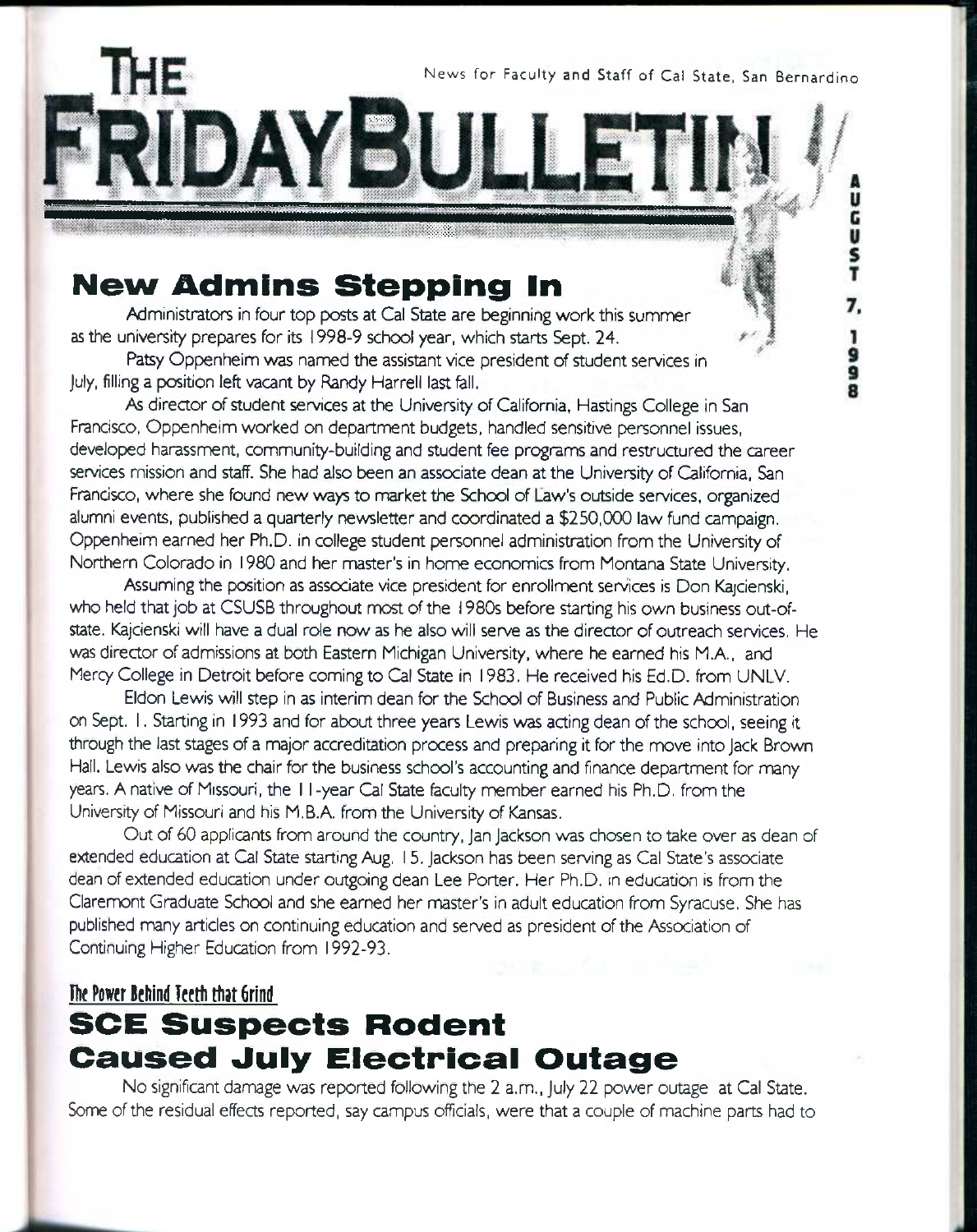# THE FRIDAY BULLETIN

News for Faculty and Staff of Cal State, San Bernardino

AUGUST 7, 1998

## New Admins Stepping In

Administrators in four top posts at Cal State are beginning work this summer as the university prepares for its 1998-9 school year, which starts Sept. 24.

Patsy Oppenheim was named the assistant vice president of student services in July, filling a position left vacant by Randy Harrell last fall.

As director of student services at the University of California, Hastings College in San Francisco, Oppenheim worked on department budgets, handled sensitive personnel issues, developed harassment, community-building and student fee programs and restructured the career services mission and staff. She had also been an associate dean at the University of California, San Francisco, where she found new ways to market the School of Law's outside services, organized alumni events, published a quarterly newsletter and coordinated a $250,000 law fund campaign. Oppenheim earned her Ph.D. in college student personnel administration from the University of Northern Colorado in 1980 and her master's in home economics from Montana State University.

Assuming the position as associate vice president for enrollment services is Don Kajcienski, who held that job at CSUSB throughout most of the 1980s before starting his own business out-of-state. Kajcienski will have a dual role now as he also will serve as the director of outreach services. He was director of admissions at both Eastern Michigan University, where he earned his M.A., and Mercy College in Detroit before coming to Cal State in 1983. He received his Ed.D. from UNLV.

Eldon Lewis will step in as interim dean for the School of Business and Public Administration on Sept. 1. Starting in 1993 and for about three years Lewis was acting dean of the school, seeing it through the last stages of a major accreditation process and preparing it for the move into Jack Brown Hall. Lewis also was the chair for the business school's accounting and finance department for many years. A native of Missouri, the 11-year Cal State faculty member earned his Ph.D. from the University of Missouri and his M.B.A. from the University of Kansas.

Out of 60 applicants from around the country, Jan Jackson was chosen to take over as dean of extended education at Cal State starting Aug. 15. Jackson has been serving as Cal State's associate dean of extended education under outgoing dean Lee Porter. Her Ph.D. in education is from the Claremont Graduate School and she earned her master's in adult education from Syracuse. She has published many articles on continuing education and served as president of the Association of Continuing Higher Education from 1992-93.

**The Power Behind Teeth that Grind**

## SCE Suspects Rodent Caused July Electrical Outage

No significant damage was reported following the 2 a.m., July 22 power outage at Cal State. Some of the residual effects reported, say campus officials, were that a couple of machine parts had to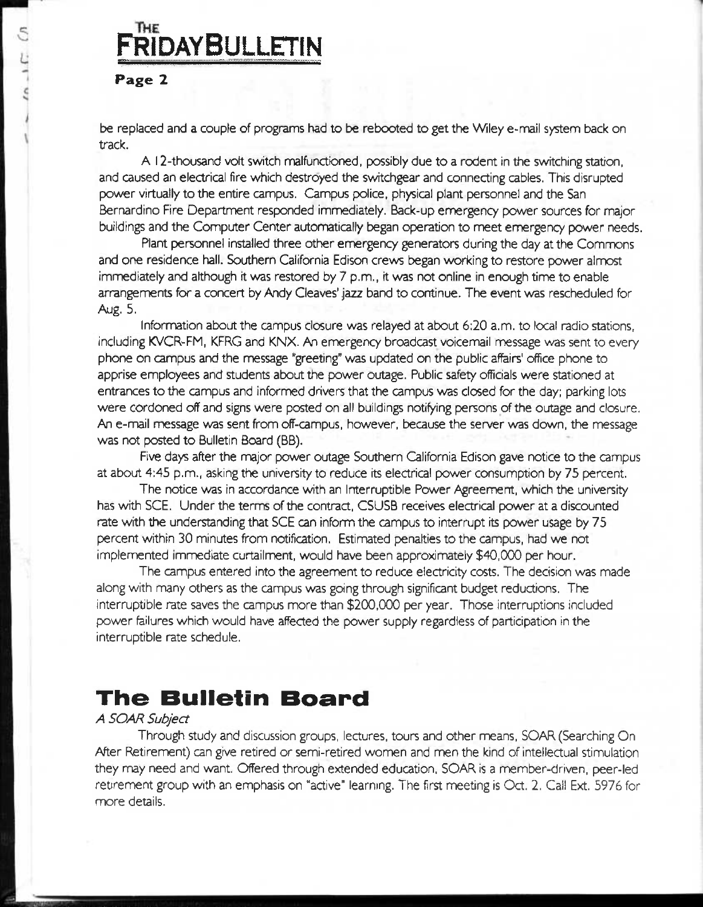be replaced and a couple of programs had to be rebooted to get the Wiley e-mail system back on track.

A 12-thousand volt switch malfunctioned, possibly due to a rodent in the switching station, and caused an electrical fire which destroyed the switchgear and connecting cables. This disrupted power virtually to the entire campus. Campus police, physical plant personnel and the San Bernardino Fire Department responded immediately. Back-up emergency power sources for major buildings and the Computer Center automatically began operation to meet emergency power needs.

Plant personnel installed three other emergency generators during the day at the Commons and one residence hall. Southern California Edison crews began working to restore power almost immediately and although it was restored by 7 p.m., it was not online in enough time to enable arrangements for a concert by Andy Cleaves' jazz band to continue. The event was rescheduled for Aug. 5.

Information about the campus closure was relayed at about 6:20 a.m. to local radio stations, including KVCR-FM, KFRG and KNX. An emergency broadcast voicemail message was sent to every phone on campus and the message "greeting" was updated on the public affairs' office phone to apprise employees and students about the power outage. Public safety officials were stationed at entrances to the campus and informed drivers that the campus was closed for the day; parking lots were cordoned off and signs were posted on all buildings notifying persons of the outage and closure. An e-mail message was sent from off-campus, however, because the server was down, the message was not posted to Bulletin Board (BB).

Five days after the major power outage Southern California Edison gave notice to the campus at about 4:45 p.m., asking the university to reduce its electrical power consumption by 75 percent.

The notice was in accordance with an Interruptible Power Agreement, which the university has with SCE. Under the terms of the contract, CSUSB receives electrical power at a discounted rate with the understanding that SCE can inform the campus to interrupt its power usage by 75 percent within 30 minutes from notification. Estimated penalties to the campus, had we not implemented immediate curtailment, would have been approximately $40,000 per hour.

The campus entered into the agreement to reduce electricity costs. The decision was made along with many others as the campus was going through significant budget reductions. The interruptible rate saves the campus more than $200,000 per year. Those interruptions included power failures which would have affected the power supply regardless of participation in the interruptible rate schedule.

## The Bulletin Board

*A SOAR Subject*

Through study and discussion groups, lectures, tours and other means, SOAR (Searching On After Retirement) can give retired or semi-retired women and men the kind of intellectual stimulation they may need and want. Offered through extended education, SOAR is a member-driven, peer-led retirement group with an emphasis on "active" learning. The first meeting is Oct. 2. Call Ext. 5976 for more details.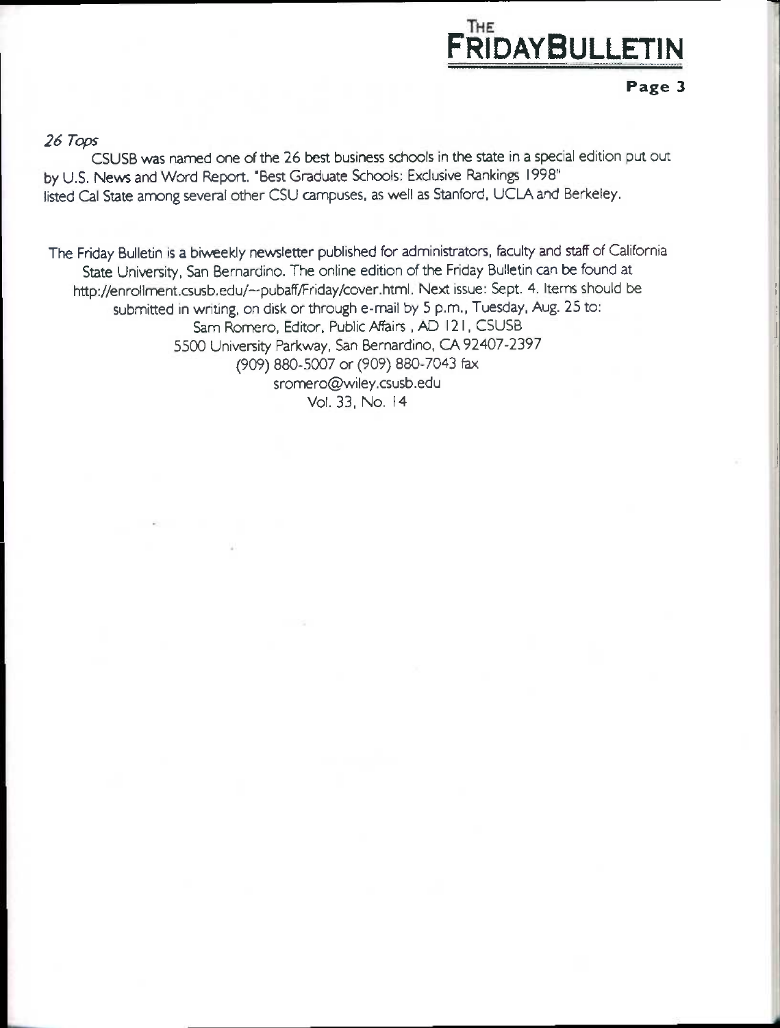*26 Tops*

CSUSB was named one of the 26 best business schools in the state in a special edition put out by U.S. News and Word Report. "Best Graduate Schools: Exclusive Rankings 1998" listed Cal State among several other CSU campuses, as well as Stanford, UCLA and Berkeley.

The Friday Bulletin is a biweekly newsletter published for administrators, faculty and staff of California State University, San Bernardino. The online edition of the Friday Bulletin can be found at http://enrollment.csusb.edu/~pubaff/Friday/cover.html. Next issue: Sept. 4. Items should be submitted in writing, on disk or through e-mail by 5 p.m., Tuesday, Aug. 25 to:

Sam Romero, Editor, Public Affairs , AD 121, CSUSB
5500 University Parkway, San Bernardino, CA 92407-2397
(909) 880-5007 or (909) 880-7043 fax
sromero@wiley.csusb.edu
Vol. 33, No. 14